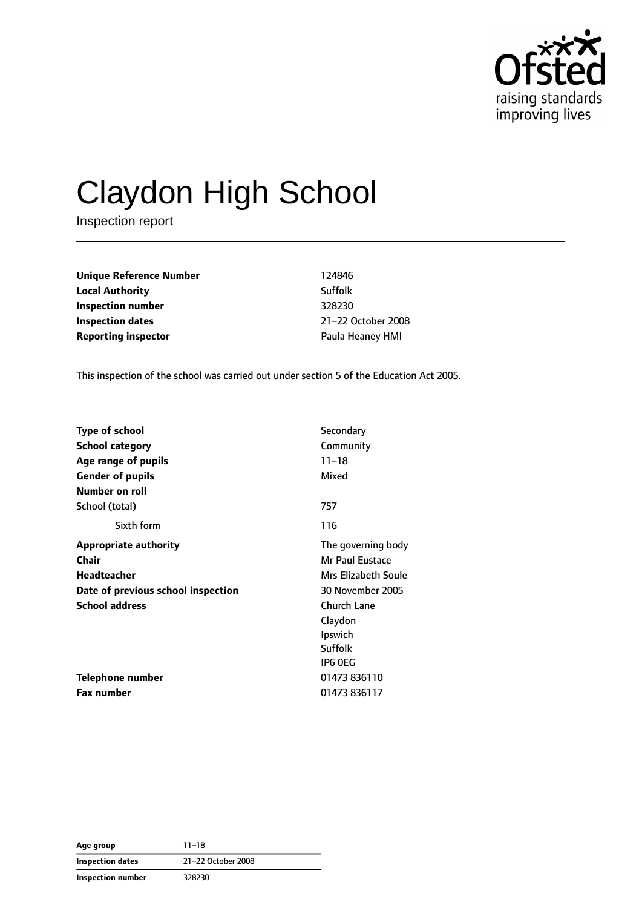# Claydon High School

Inspection report

| | |
|---|---|
| **Unique Reference Number** | 124846 |
| **Local Authority** | Suffolk |
| **Inspection number** | 328230 |
| **Inspection dates** | 21–22 October 2008 |
| **Reporting inspector** | Paula Heaney HMI |

This inspection of the school was carried out under section 5 of the Education Act 2005.

| | |
|---|---|
| **Type of school** | Secondary |
| **School category** | Community |
| **Age range of pupils** | 11–18 |
| **Gender of pupils** | Mixed |
| **Number on roll** | |
| School (total) | 757 |
| Sixth form | 116 |
| **Appropriate authority** | The governing body |
| **Chair** | Mr Paul Eustace |
| **Headteacher** | Mrs Elizabeth Soule |
| **Date of previous school inspection** | 30 November 2005 |
| **School address** | Church Lane<br>Claydon<br>Ipswich<br>Suffolk<br>IP6 0EG |
| **Telephone number** | 01473 836110 |
| **Fax number** | 01473 836117 |

| | |
|---|---|
| **Age group** | 11–18 |
| **Inspection dates** | 21–22 October 2008 |
| **Inspection number** | 328230 |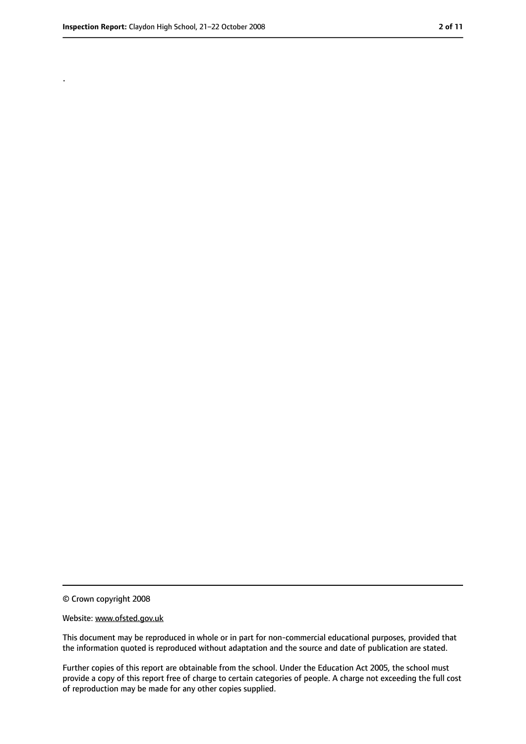.

© Crown copyright 2008

Website: www.ofsted.gov.uk

This document may be reproduced in whole or in part for non-commercial educational purposes, provided that the information quoted is reproduced without adaptation and the source and date of publication are stated.

Further copies of this report are obtainable from the school. Under the Education Act 2005, the school must provide a copy of this report free of charge to certain categories of people. A charge not exceeding the full cost of reproduction may be made for any other copies supplied.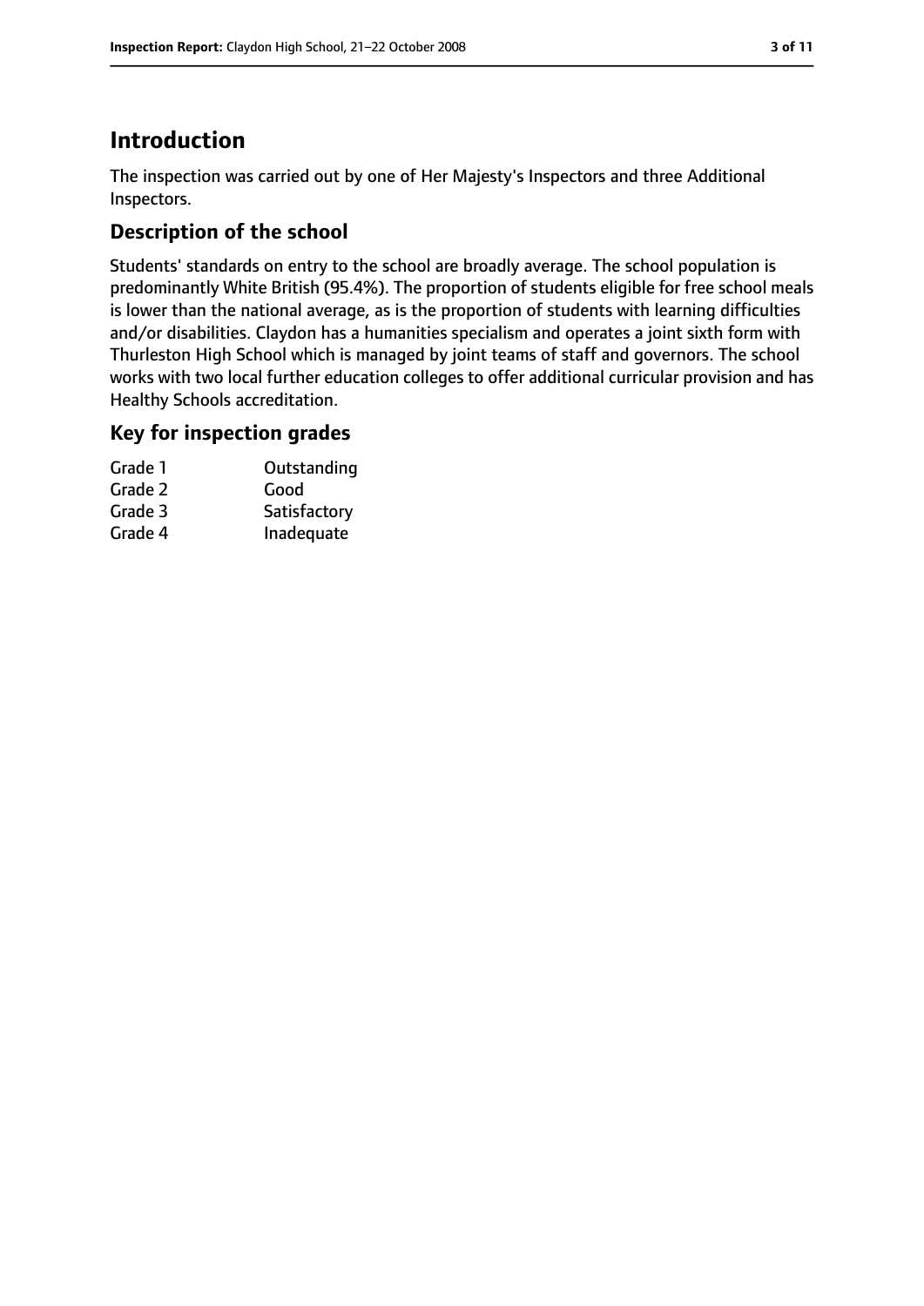# Introduction

The inspection was carried out by one of Her Majesty's Inspectors and three Additional Inspectors.

## Description of the school

Students' standards on entry to the school are broadly average. The school population is predominantly White British (95.4%). The proportion of students eligible for free school meals is lower than the national average, as is the proportion of students with learning difficulties and/or disabilities. Claydon has a humanities specialism and operates a joint sixth form with Thurleston High School which is managed by joint teams of staff and governors. The school works with two local further education colleges to offer additional curricular provision and has Healthy Schools accreditation.

## Key for inspection grades

| | |
|---|---|
| Grade 1 | Outstanding |
| Grade 2 | Good |
| Grade 3 | Satisfactory |
| Grade 4 | Inadequate |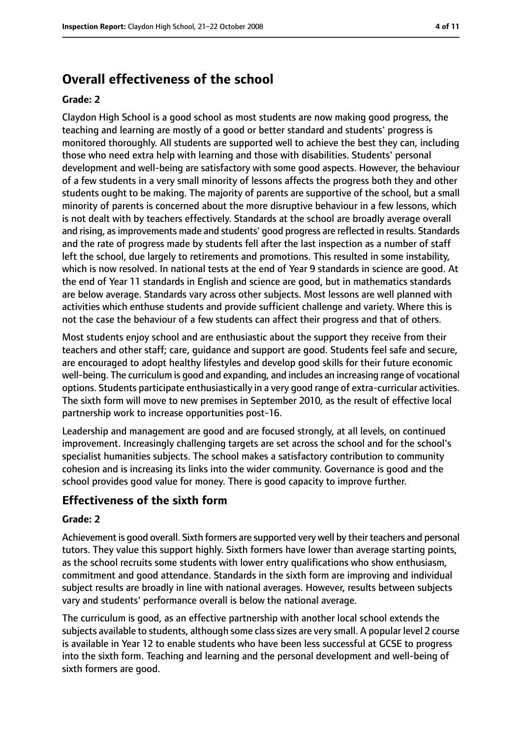## Overall effectiveness of the school

**Grade: 2**

Claydon High School is a good school as most students are now making good progress, the teaching and learning are mostly of a good or better standard and students' progress is monitored thoroughly. All students are supported well to achieve the best they can, including those who need extra help with learning and those with disabilities. Students' personal development and well-being are satisfactory with some good aspects. However, the behaviour of a few students in a very small minority of lessons affects the progress both they and other students ought to be making. The majority of parents are supportive of the school, but a small minority of parents is concerned about the more disruptive behaviour in a few lessons, which is not dealt with by teachers effectively. Standards at the school are broadly average overall and rising, as improvements made and students' good progress are reflected in results. Standards and the rate of progress made by students fell after the last inspection as a number of staff left the school, due largely to retirements and promotions. This resulted in some instability, which is now resolved. In national tests at the end of Year 9 standards in science are good. At the end of Year 11 standards in English and science are good, but in mathematics standards are below average. Standards vary across other subjects. Most lessons are well planned with activities which enthuse students and provide sufficient challenge and variety. Where this is not the case the behaviour of a few students can affect their progress and that of others.

Most students enjoy school and are enthusiastic about the support they receive from their teachers and other staff; care, guidance and support are good. Students feel safe and secure, are encouraged to adopt healthy lifestyles and develop good skills for their future economic well-being. The curriculum is good and expanding, and includes an increasing range of vocational options. Students participate enthusiastically in a very good range of extra-curricular activities. The sixth form will move to new premises in September 2010, as the result of effective local partnership work to increase opportunities post-16.

Leadership and management are good and are focused strongly, at all levels, on continued improvement. Increasingly challenging targets are set across the school and for the school's specialist humanities subjects. The school makes a satisfactory contribution to community cohesion and is increasing its links into the wider community. Governance is good and the school provides good value for money. There is good capacity to improve further.

## Effectiveness of the sixth form

**Grade: 2**

Achievement is good overall. Sixth formers are supported very well by their teachers and personal tutors. They value this support highly. Sixth formers have lower than average starting points, as the school recruits some students with lower entry qualifications who show enthusiasm, commitment and good attendance. Standards in the sixth form are improving and individual subject results are broadly in line with national averages. However, results between subjects vary and students' performance overall is below the national average.

The curriculum is good, as an effective partnership with another local school extends the subjects available to students, although some class sizes are very small. A popular level 2 course is available in Year 12 to enable students who have been less successful at GCSE to progress into the sixth form. Teaching and learning and the personal development and well-being of sixth formers are good.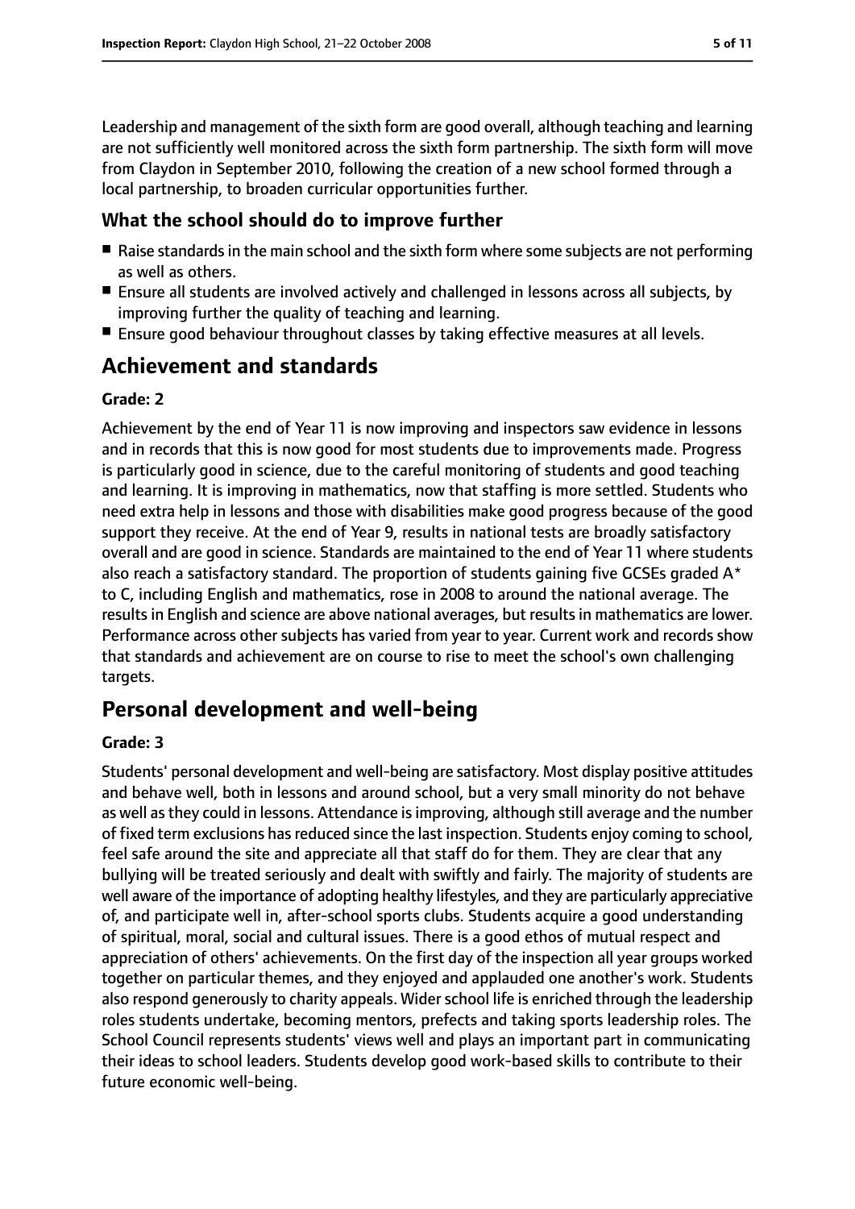Leadership and management of the sixth form are good overall, although teaching and learning are not sufficiently well monitored across the sixth form partnership. The sixth form will move from Claydon in September 2010, following the creation of a new school formed through a local partnership, to broaden curricular opportunities further.

### What the school should do to improve further

- Raise standards in the main school and the sixth form where some subjects are not performing as well as others.
- Ensure all students are involved actively and challenged in lessons across all subjects, by improving further the quality of teaching and learning.
- Ensure good behaviour throughout classes by taking effective measures at all levels.

## Achievement and standards

**Grade: 2**

Achievement by the end of Year 11 is now improving and inspectors saw evidence in lessons and in records that this is now good for most students due to improvements made. Progress is particularly good in science, due to the careful monitoring of students and good teaching and learning. It is improving in mathematics, now that staffing is more settled. Students who need extra help in lessons and those with disabilities make good progress because of the good support they receive. At the end of Year 9, results in national tests are broadly satisfactory overall and are good in science. Standards are maintained to the end of Year 11 where students also reach a satisfactory standard. The proportion of students gaining five GCSEs graded A* to C, including English and mathematics, rose in 2008 to around the national average. The results in English and science are above national averages, but results in mathematics are lower. Performance across other subjects has varied from year to year. Current work and records show that standards and achievement are on course to rise to meet the school's own challenging targets.

## Personal development and well-being

**Grade: 3**

Students' personal development and well-being are satisfactory. Most display positive attitudes and behave well, both in lessons and around school, but a very small minority do not behave as well as they could in lessons. Attendance is improving, although still average and the number of fixed term exclusions has reduced since the last inspection. Students enjoy coming to school, feel safe around the site and appreciate all that staff do for them. They are clear that any bullying will be treated seriously and dealt with swiftly and fairly. The majority of students are well aware of the importance of adopting healthy lifestyles, and they are particularly appreciative of, and participate well in, after-school sports clubs. Students acquire a good understanding of spiritual, moral, social and cultural issues. There is a good ethos of mutual respect and appreciation of others' achievements. On the first day of the inspection all year groups worked together on particular themes, and they enjoyed and applauded one another's work. Students also respond generously to charity appeals. Wider school life is enriched through the leadership roles students undertake, becoming mentors, prefects and taking sports leadership roles. The School Council represents students' views well and plays an important part in communicating their ideas to school leaders. Students develop good work-based skills to contribute to their future economic well-being.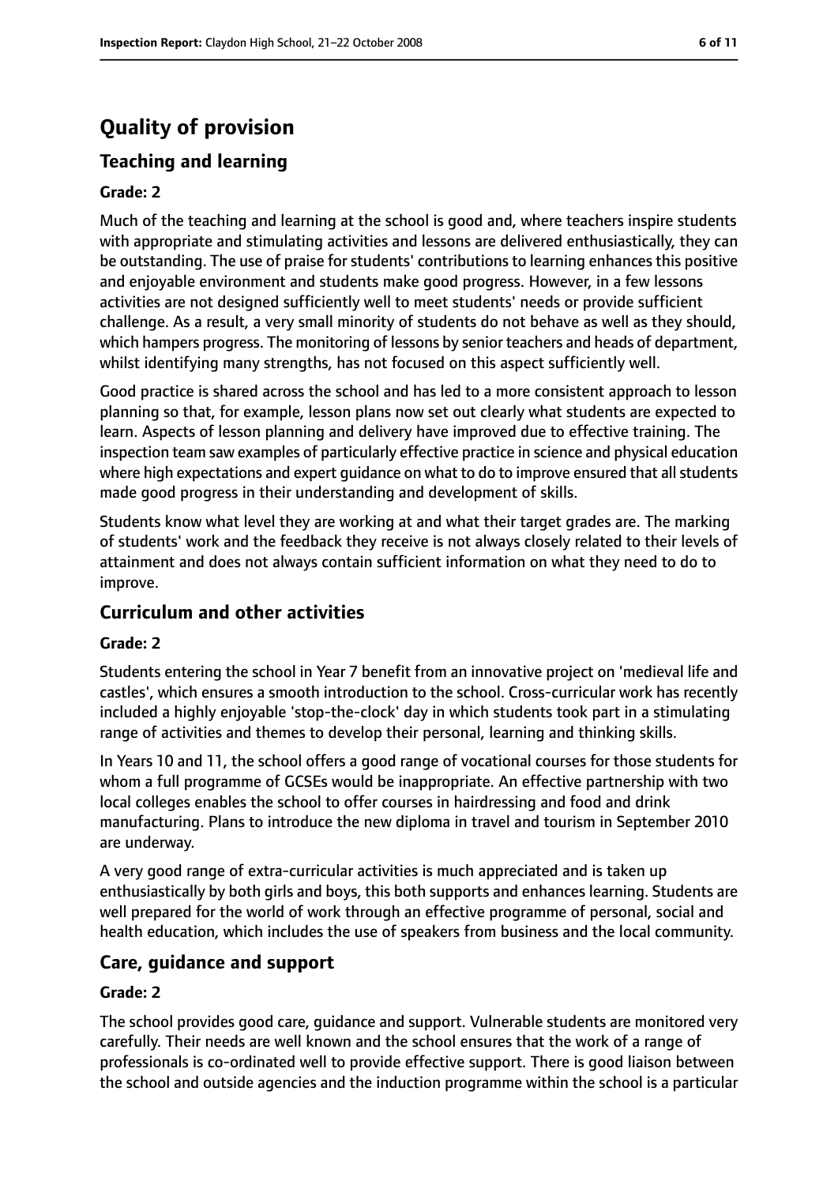# Quality of provision

## Teaching and learning

**Grade: 2**

Much of the teaching and learning at the school is good and, where teachers inspire students with appropriate and stimulating activities and lessons are delivered enthusiastically, they can be outstanding. The use of praise for students' contributions to learning enhances this positive and enjoyable environment and students make good progress. However, in a few lessons activities are not designed sufficiently well to meet students' needs or provide sufficient challenge. As a result, a very small minority of students do not behave as well as they should, which hampers progress. The monitoring of lessons by senior teachers and heads of department, whilst identifying many strengths, has not focused on this aspect sufficiently well.

Good practice is shared across the school and has led to a more consistent approach to lesson planning so that, for example, lesson plans now set out clearly what students are expected to learn. Aspects of lesson planning and delivery have improved due to effective training. The inspection team saw examples of particularly effective practice in science and physical education where high expectations and expert guidance on what to do to improve ensured that all students made good progress in their understanding and development of skills.

Students know what level they are working at and what their target grades are. The marking of students' work and the feedback they receive is not always closely related to their levels of attainment and does not always contain sufficient information on what they need to do to improve.

## Curriculum and other activities

**Grade: 2**

Students entering the school in Year 7 benefit from an innovative project on 'medieval life and castles', which ensures a smooth introduction to the school. Cross-curricular work has recently included a highly enjoyable 'stop-the-clock' day in which students took part in a stimulating range of activities and themes to develop their personal, learning and thinking skills.

In Years 10 and 11, the school offers a good range of vocational courses for those students for whom a full programme of GCSEs would be inappropriate. An effective partnership with two local colleges enables the school to offer courses in hairdressing and food and drink manufacturing. Plans to introduce the new diploma in travel and tourism in September 2010 are underway.

A very good range of extra-curricular activities is much appreciated and is taken up enthusiastically by both girls and boys, this both supports and enhances learning. Students are well prepared for the world of work through an effective programme of personal, social and health education, which includes the use of speakers from business and the local community.

## Care, guidance and support

**Grade: 2**

The school provides good care, guidance and support. Vulnerable students are monitored very carefully. Their needs are well known and the school ensures that the work of a range of professionals is co-ordinated well to provide effective support. There is good liaison between the school and outside agencies and the induction programme within the school is a particular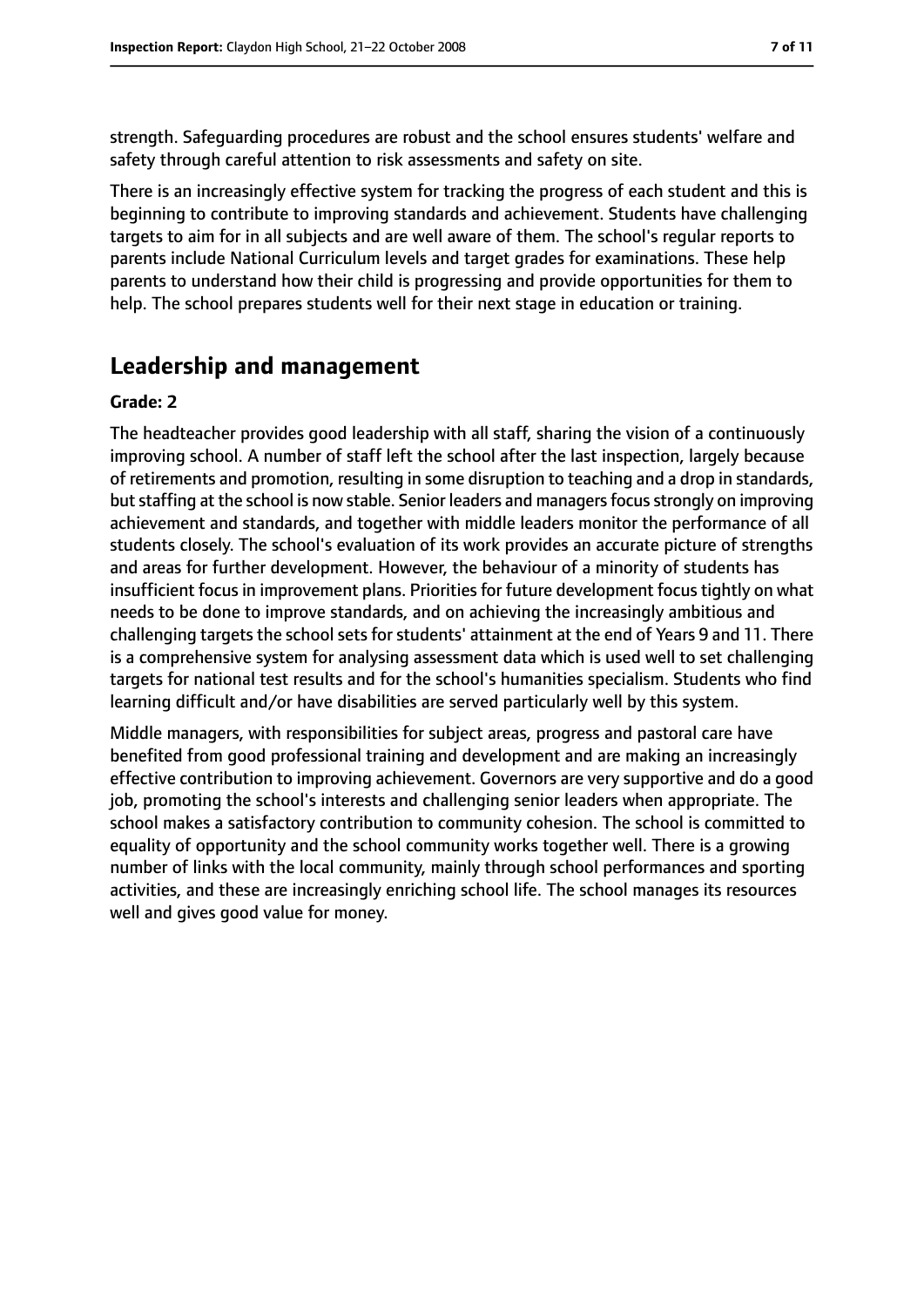strength. Safeguarding procedures are robust and the school ensures students' welfare and safety through careful attention to risk assessments and safety on site.

There is an increasingly effective system for tracking the progress of each student and this is beginning to contribute to improving standards and achievement. Students have challenging targets to aim for in all subjects and are well aware of them. The school's regular reports to parents include National Curriculum levels and target grades for examinations. These help parents to understand how their child is progressing and provide opportunities for them to help. The school prepares students well for their next stage in education or training.

## Leadership and management

**Grade: 2**

The headteacher provides good leadership with all staff, sharing the vision of a continuously improving school. A number of staff left the school after the last inspection, largely because of retirements and promotion, resulting in some disruption to teaching and a drop in standards, but staffing at the school is now stable. Senior leaders and managers focus strongly on improving achievement and standards, and together with middle leaders monitor the performance of all students closely. The school's evaluation of its work provides an accurate picture of strengths and areas for further development. However, the behaviour of a minority of students has insufficient focus in improvement plans. Priorities for future development focus tightly on what needs to be done to improve standards, and on achieving the increasingly ambitious and challenging targets the school sets for students' attainment at the end of Years 9 and 11. There is a comprehensive system for analysing assessment data which is used well to set challenging targets for national test results and for the school's humanities specialism. Students who find learning difficult and/or have disabilities are served particularly well by this system.

Middle managers, with responsibilities for subject areas, progress and pastoral care have benefited from good professional training and development and are making an increasingly effective contribution to improving achievement. Governors are very supportive and do a good job, promoting the school's interests and challenging senior leaders when appropriate. The school makes a satisfactory contribution to community cohesion. The school is committed to equality of opportunity and the school community works together well. There is a growing number of links with the local community, mainly through school performances and sporting activities, and these are increasingly enriching school life. The school manages its resources well and gives good value for money.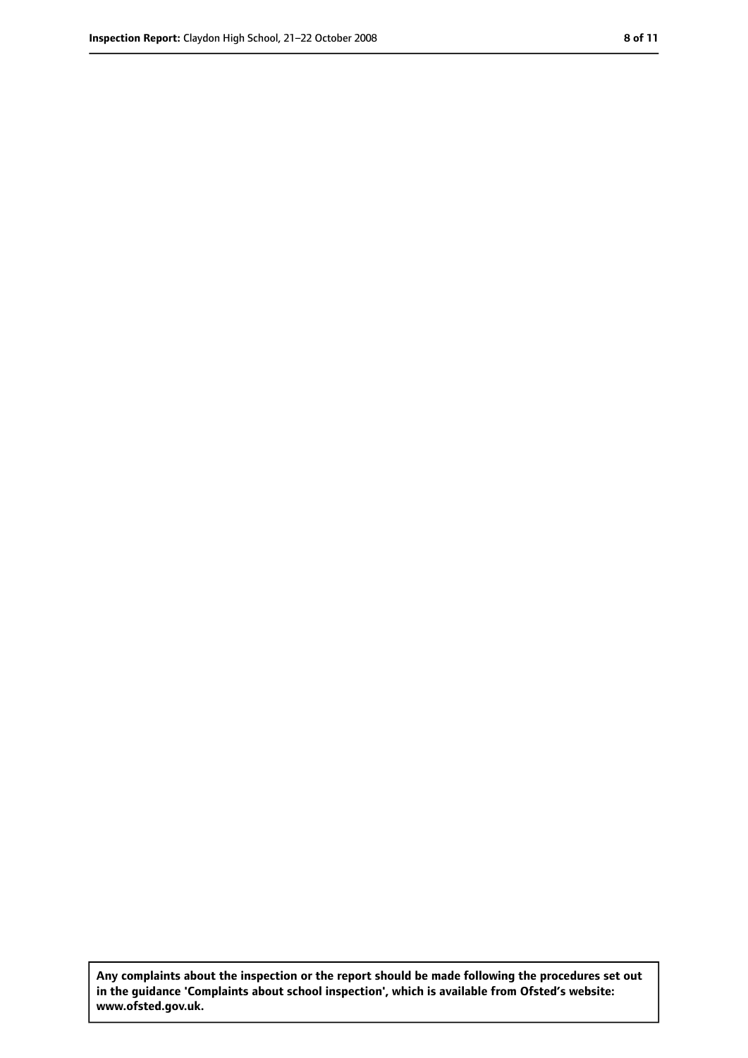**Any complaints about the inspection or the report should be made following the procedures set out in the guidance 'Complaints about school inspection', which is available from Ofsted's website: www.ofsted.gov.uk.**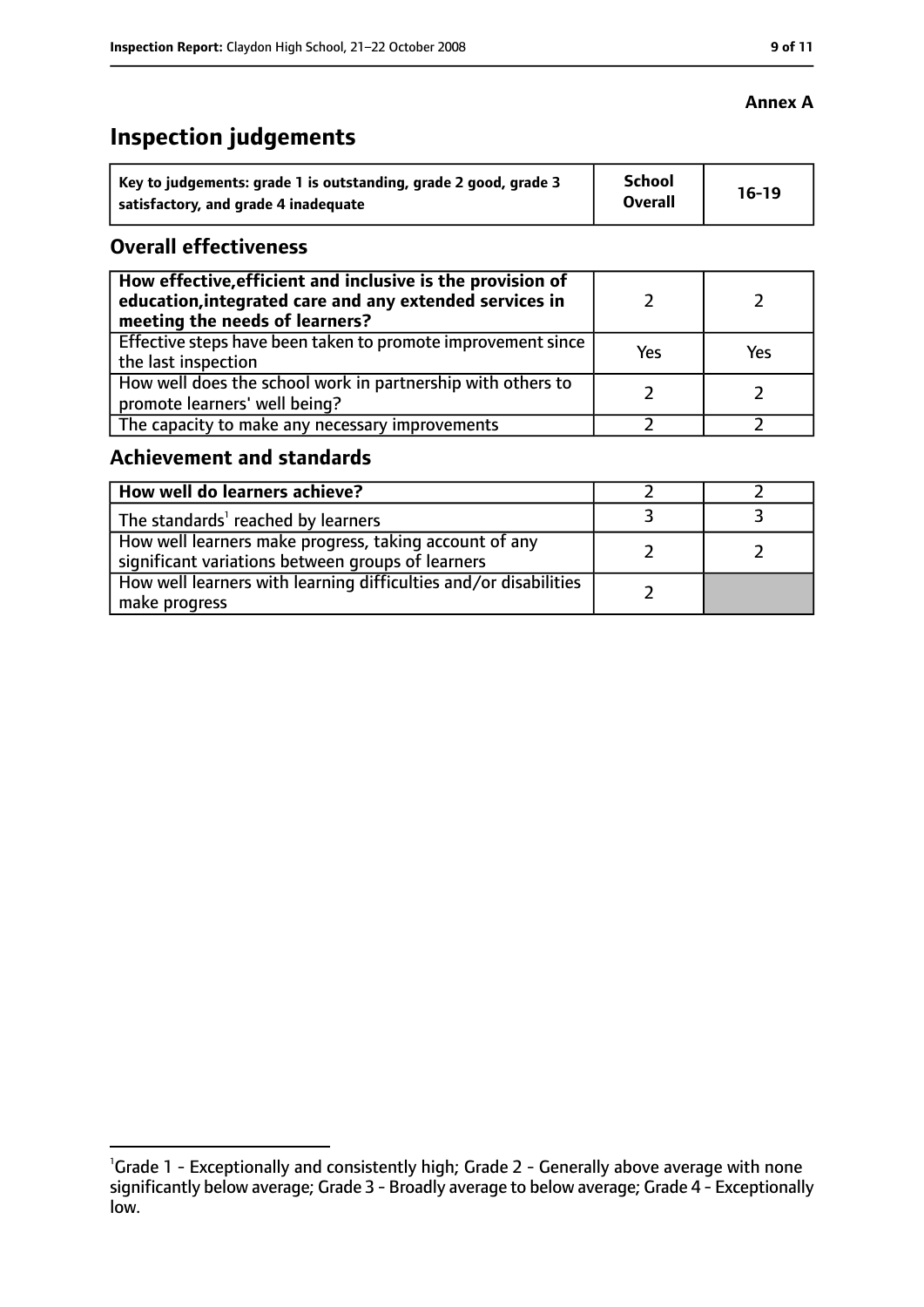**Annex A**

# Inspection judgements

| Key to judgements: grade 1 is outstanding, grade 2 good, grade 3 satisfactory, and grade 4 inadequate | School Overall | 16-19 |
|---|---|---|

## Overall effectiveness

| | | |
|---|---|---|
| How effective, efficient and inclusive is the provision of education, integrated care and any extended services in meeting the needs of learners? | 2 | 2 |
| Effective steps have been taken to promote improvement since the last inspection | Yes | Yes |
| How well does the school work in partnership with others to promote learners' well being? | 2 | 2 |
| The capacity to make any necessary improvements | 2 | 2 |

## Achievement and standards

| | | |
|---|---|---|
| How well do learners achieve? | 2 | 2 |
| The standards[1] reached by learners | 3 | 3 |
| How well learners make progress, taking account of any significant variations between groups of learners | 2 | 2 |
| How well learners with learning difficulties and/or disabilities make progress | 2 | |

[1] Grade 1 - Exceptionally and consistently high; Grade 2 - Generally above average with none significantly below average; Grade 3 - Broadly average to below average; Grade 4 - Exceptionally low.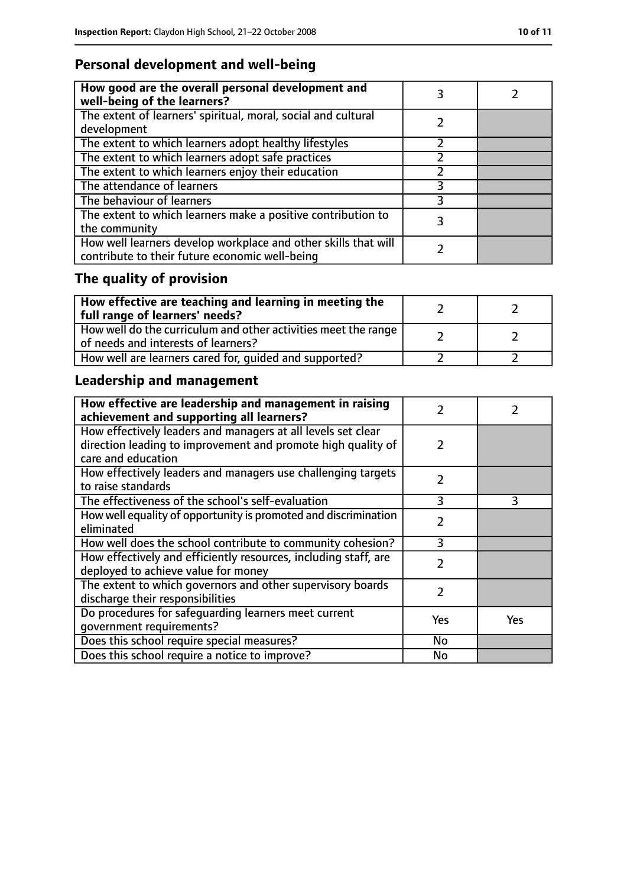## Personal development and well-being

| How good are the overall personal development and well-being of the learners? | 3 | 2 |
|---|---|---|
| The extent of learners' spiritual, moral, social and cultural development | 2 | |
| The extent to which learners adopt healthy lifestyles | 2 | |
| The extent to which learners adopt safe practices | 2 | |
| The extent to which learners enjoy their education | 2 | |
| The attendance of learners | 3 | |
| The behaviour of learners | 3 | |
| The extent to which learners make a positive contribution to the community | 3 | |
| How well learners develop workplace and other skills that will contribute to their future economic well-being | 2 | |

## The quality of provision

| How effective are teaching and learning in meeting the full range of learners' needs? | 2 | 2 |
|---|---|---|
| How well do the curriculum and other activities meet the range of needs and interests of learners? | 2 | 2 |
| How well are learners cared for, guided and supported? | 2 | 2 |

## Leadership and management

| How effective are leadership and management in raising achievement and supporting all learners? | 2 | 2 |
|---|---|---|
| How effectively leaders and managers at all levels set clear direction leading to improvement and promote high quality of care and education | 2 | |
| How effectively leaders and managers use challenging targets to raise standards | 2 | |
| The effectiveness of the school's self-evaluation | 3 | 3 |
| How well equality of opportunity is promoted and discrimination eliminated | 2 | |
| How well does the school contribute to community cohesion? | 3 | |
| How effectively and efficiently resources, including staff, are deployed to achieve value for money | 2 | |
| The extent to which governors and other supervisory boards discharge their responsibilities | 2 | |
| Do procedures for safeguarding learners meet current government requirements? | Yes | Yes |
| Does this school require special measures? | No | |
| Does this school require a notice to improve? | No | |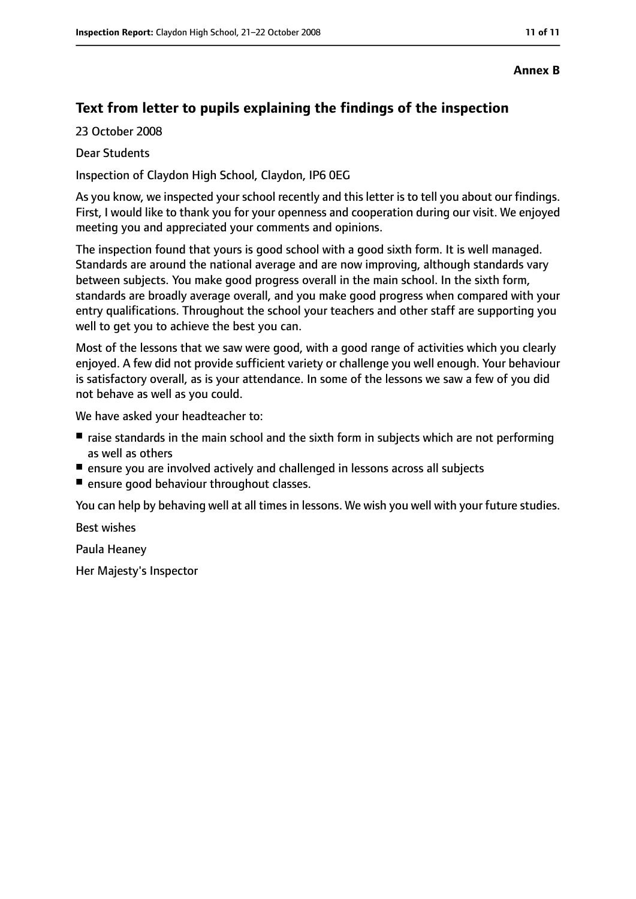**Annex B**

## Text from letter to pupils explaining the findings of the inspection

23 October 2008

Dear Students

Inspection of Claydon High School, Claydon, IP6 0EG

As you know, we inspected your school recently and this letter is to tell you about our findings. First, I would like to thank you for your openness and cooperation during our visit. We enjoyed meeting you and appreciated your comments and opinions.

The inspection found that yours is good school with a good sixth form. It is well managed. Standards are around the national average and are now improving, although standards vary between subjects. You make good progress overall in the main school. In the sixth form, standards are broadly average overall, and you make good progress when compared with your entry qualifications. Throughout the school your teachers and other staff are supporting you well to get you to achieve the best you can.

Most of the lessons that we saw were good, with a good range of activities which you clearly enjoyed. A few did not provide sufficient variety or challenge you well enough. Your behaviour is satisfactory overall, as is your attendance. In some of the lessons we saw a few of you did not behave as well as you could.

We have asked your headteacher to:

- raise standards in the main school and the sixth form in subjects which are not performing as well as others
- ensure you are involved actively and challenged in lessons across all subjects
- ensure good behaviour throughout classes.

You can help by behaving well at all times in lessons. We wish you well with your future studies.

Best wishes

Paula Heaney

Her Majesty's Inspector